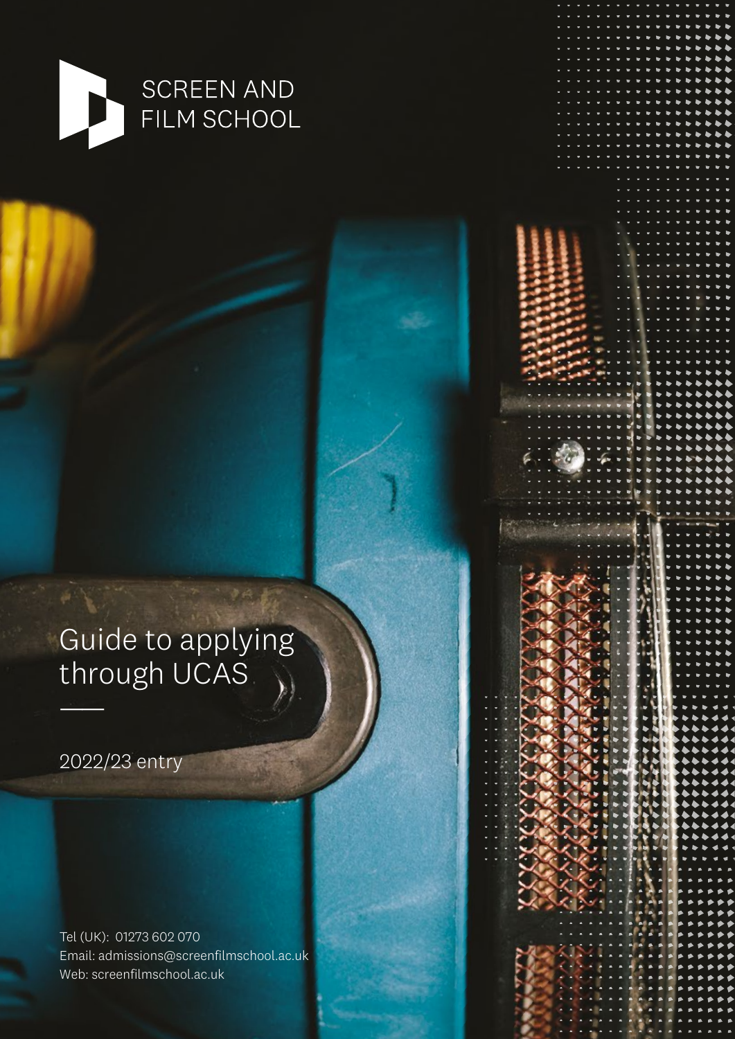SCREEN AND FILM SCHOOL

# Guide to applying through UCAS

2022/23 entry

Tel (UK): 01273 602 070
Email: admissions@screenfilmschool.ac.uk
Web: screenfilmschool.ac.uk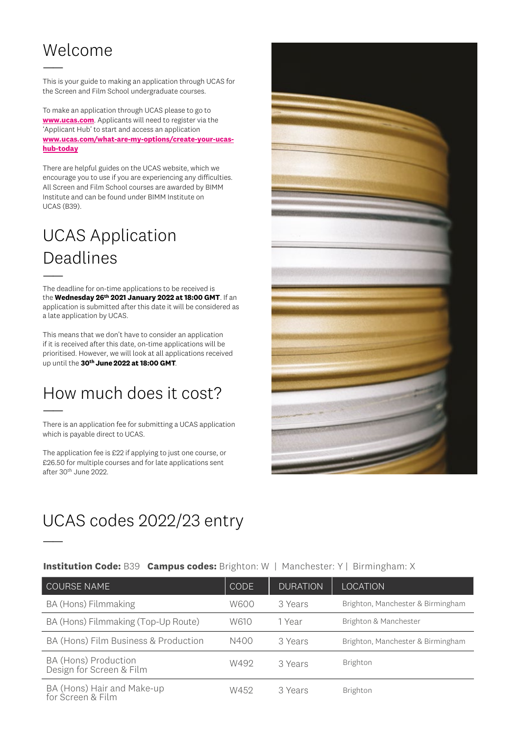# Welcome

This is your guide to making an application through UCAS for the Screen and Film School undergraduate courses.

To make an application through UCAS please to go to **www.ucas.com**. Applicants will need to register via the 'Applicant Hub' to start and access an application **www.ucas.com/what-are-my-options/create-your-ucas-hub-today**

There are helpful guides on the UCAS website, which we encourage you to use if you are experiencing any difficulties. All Screen and Film School courses are awarded by BIMM Institute and can be found under BIMM Institute on UCAS (B39).

# UCAS Application Deadlines

The deadline for on-time applications to be received is the **Wednesday 26th 2021 January 2022 at 18:00 GMT**. If an application is submitted after this date it will be considered as a late application by UCAS.

This means that we don't have to consider an application if it is received after this date, on-time applications will be prioritised. However, we will look at all applications received up until the **30th June 2022 at 18:00 GMT**.

# How much does it cost?

There is an application fee for submitting a UCAS application which is payable direct to UCAS.

The application fee is £22 if applying to just one course, or £26.50 for multiple courses and for late applications sent after 30th June 2022.

# UCAS codes 2022/23 entry

**Institution Code:** B39 **Campus codes:** Brighton: W | Manchester: Y | Birmingham: X

| COURSE NAME | CODE | DURATION | LOCATION |
|---|---|---|---|
| BA (Hons) Filmmaking | W600 | 3 Years | Brighton, Manchester & Birmingham |
| BA (Hons) Filmmaking (Top-Up Route) | W610 | 1 Year | Brighton & Manchester |
| BA (Hons) Film Business & Production | N400 | 3 Years | Brighton, Manchester & Birmingham |
| BA (Hons) Production Design for Screen & Film | W492 | 3 Years | Brighton |
| BA (Hons) Hair and Make-up for Screen & Film | W452 | 3 Years | Brighton |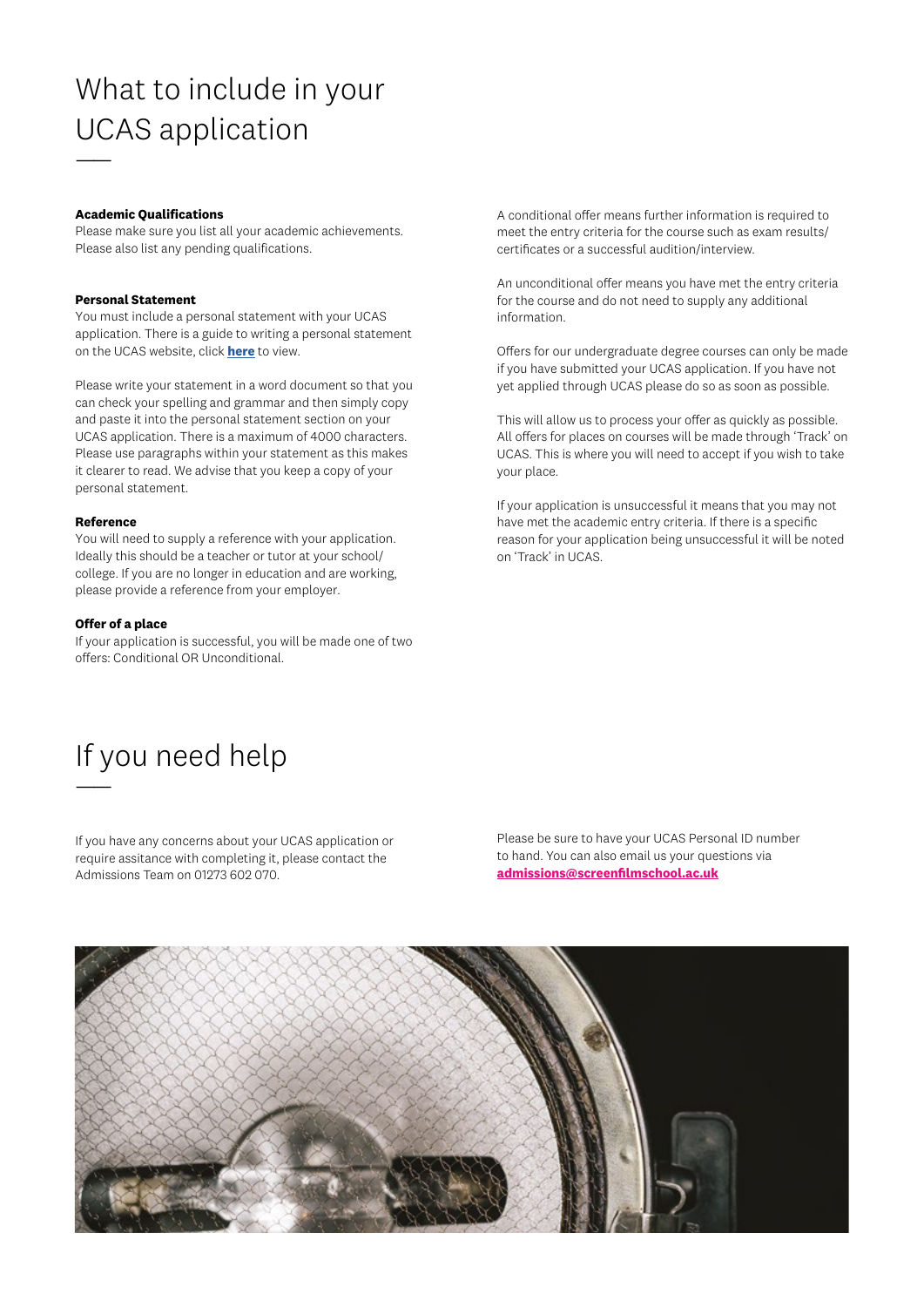# What to include in your UCAS application

**Academic Qualifications**
Please make sure you list all your academic achievements. Please also list any pending qualifications.

**Personal Statement**
You must include a personal statement with your UCAS application. There is a guide to writing a personal statement on the UCAS website, click **here** to view.

Please write your statement in a word document so that you can check your spelling and grammar and then simply copy and paste it into the personal statement section on your UCAS application. There is a maximum of 4000 characters. Please use paragraphs within your statement as this makes it clearer to read. We advise that you keep a copy of your personal statement.

**Reference**
You will need to supply a reference with your application. Ideally this should be a teacher or tutor at your school/college. If you are no longer in education and are working, please provide a reference from your employer.

**Offer of a place**
If your application is successful, you will be made one of two offers: Conditional OR Unconditional.

A conditional offer means further information is required to meet the entry criteria for the course such as exam results/certificates or a successful audition/interview.

An unconditional offer means you have met the entry criteria for the course and do not need to supply any additional information.

Offers for our undergraduate degree courses can only be made if you have submitted your UCAS application. If you have not yet applied through UCAS please do so as soon as possible.

This will allow us to process your offer as quickly as possible. All offers for places on courses will be made through 'Track' on UCAS. This is where you will need to accept if you wish to take your place.

If your application is unsuccessful it means that you may not have met the academic entry criteria. If there is a specific reason for your application being unsuccessful it will be noted on 'Track' in UCAS.

# If you need help

If you have any concerns about your UCAS application or require assitance with completing it, please contact the Admissions Team on 01273 602 070.

Please be sure to have your UCAS Personal ID number to hand. You can also email us your questions via **admissions@screenfilmschool.ac.uk**